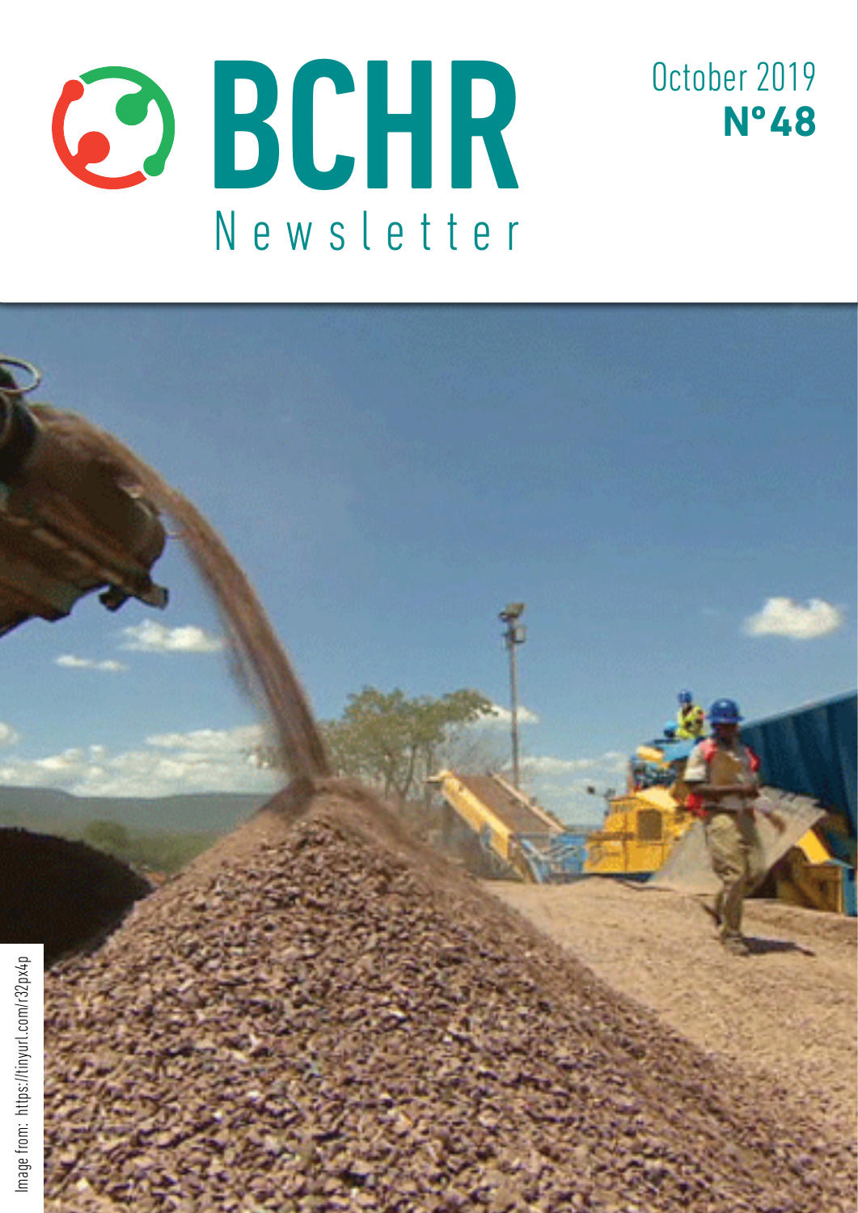# BCHR Newsletter

October 2019
**N°48**

Image from: https://tinyurl.com/r32px4p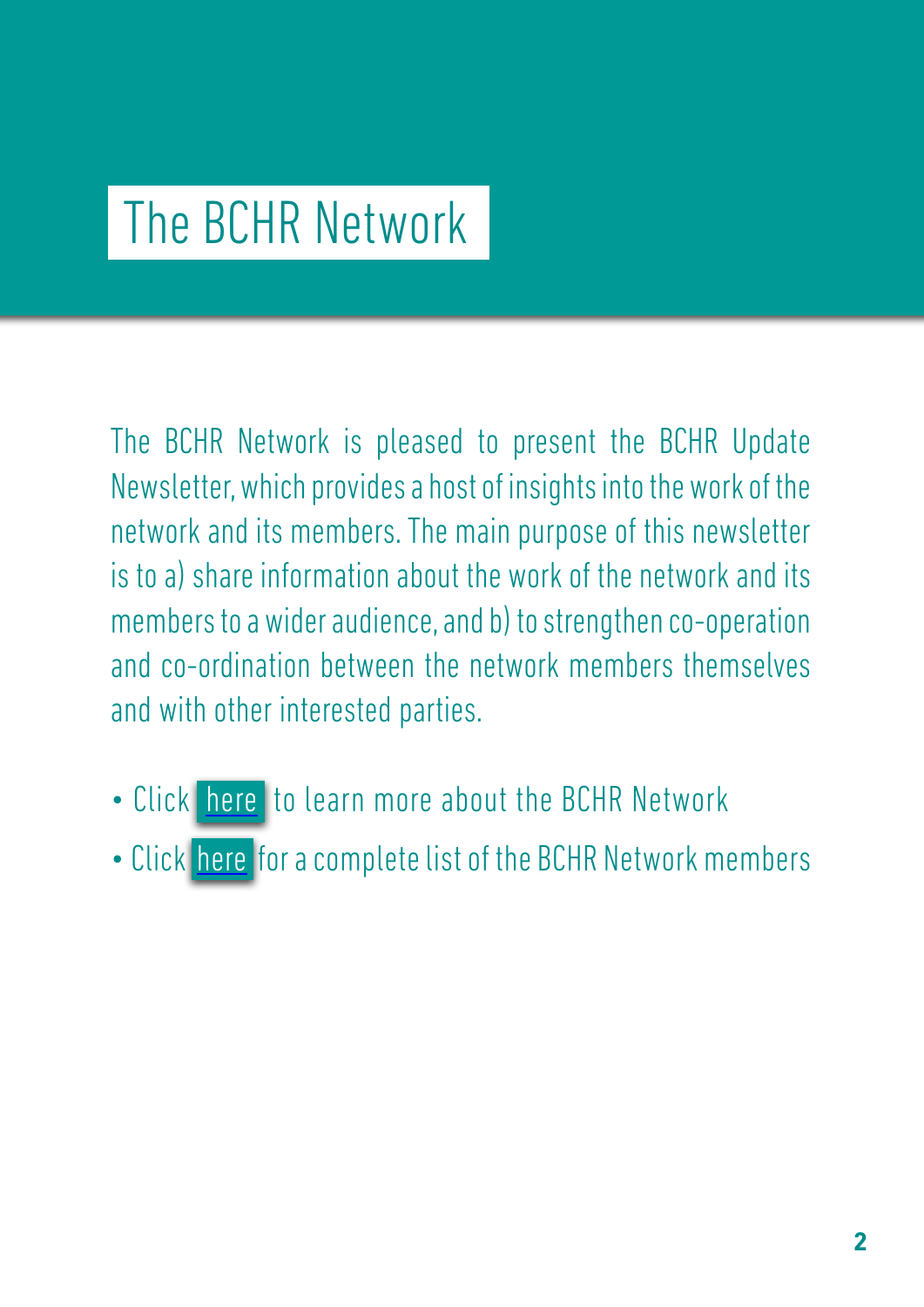# The BCHR Network

The BCHR Network is pleased to present the BCHR Update Newsletter, which provides a host of insights into the work of the network and its members. The main purpose of this newsletter is to a) share information about the work of the network and its members to a wider audience, and b) to strengthen co-operation and co-ordination between the network members themselves and with other interested parties.

- Click here to learn more about the BCHR Network
- Click here for a complete list of the BCHR Network members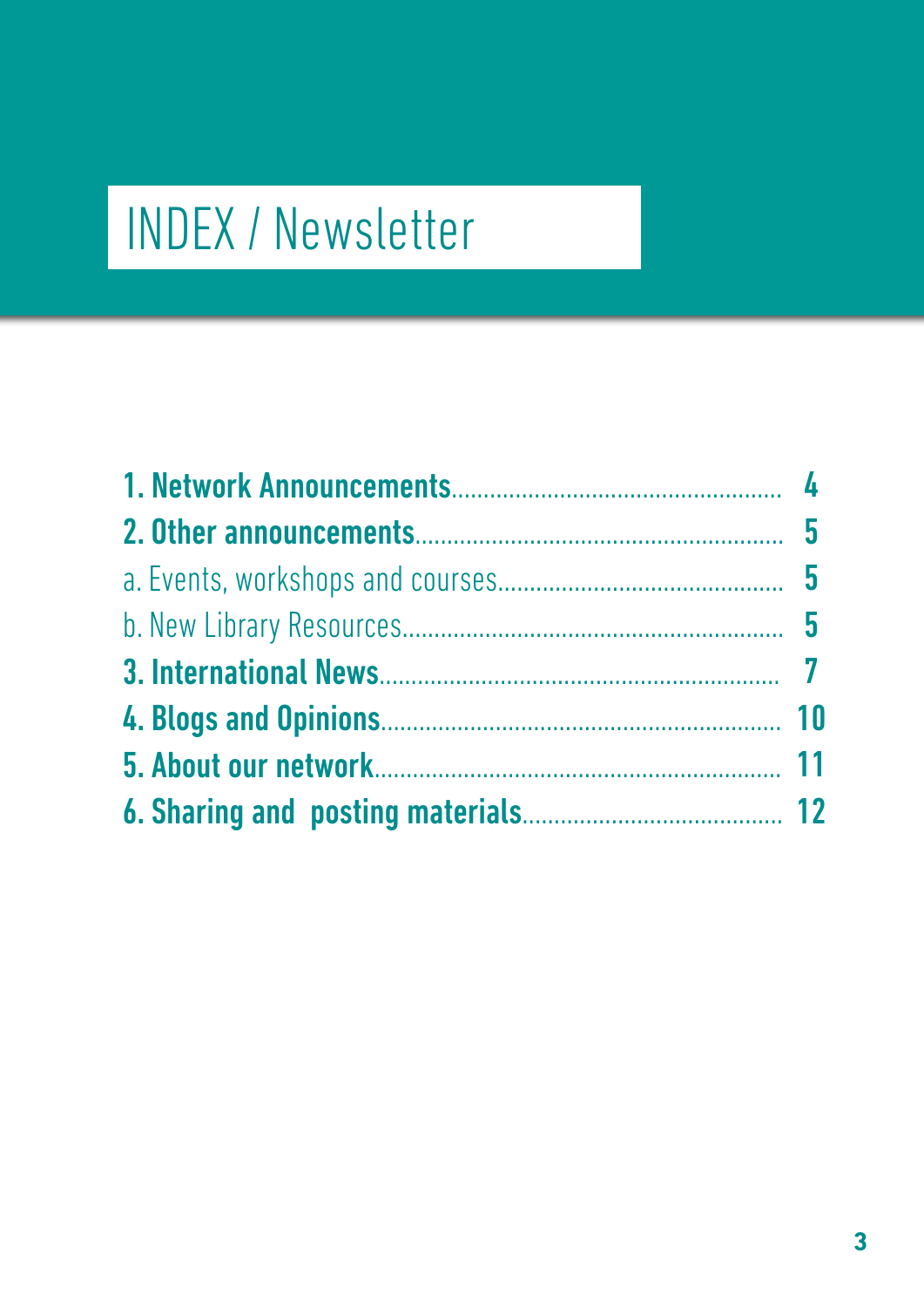# INDEX / Newsletter

**1. Network Announcements**.................................................... **4**

**2. Other announcements**......................................................... **5**

a. Events, workshops and courses............................................. **5**

b. New Library Resources.......................................................... **5**

**3. International News**............................................................. **7**

**4. Blogs and Opinions**............................................................. **10**

**5. About our network**.............................................................. **11**

**6. Sharing and posting materials**......................................... **12**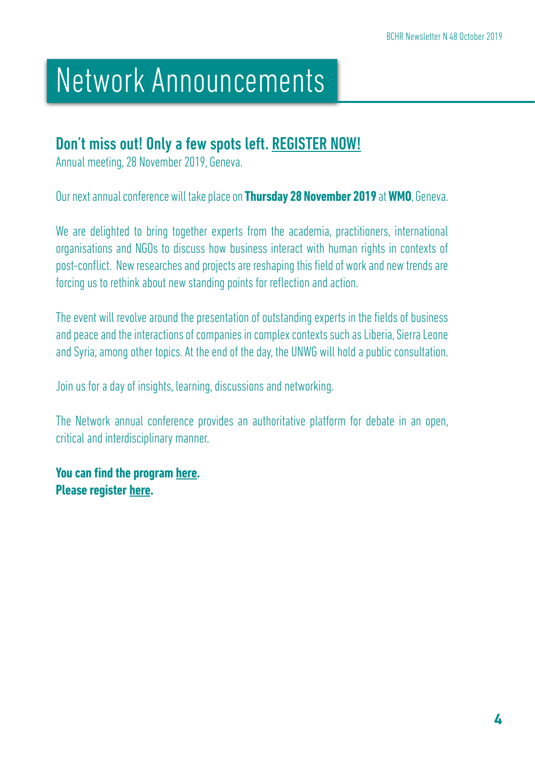# Network Announcements

## Don't miss out! Only a few spots left. REGISTER NOW!

Annual meeting, 28 November 2019, Geneva.

Our next annual conference will take place on **Thursday 28 November 2019** at **WMO**, Geneva.

We are delighted to bring together experts from the academia, practitioners, international organisations and NGOs to discuss how business interact with human rights in contexts of post-conflict. New researches and projects are reshaping this field of work and new trends are forcing us to rethink about new standing points for reflection and action.

The event will revolve around the presentation of outstanding experts in the fields of business and peace and the interactions of companies in complex contexts such as Liberia, Sierra Leone and Syria, among other topics. At the end of the day, the UNWG will hold a public consultation.

Join us for a day of insights, learning, discussions and networking.

The Network annual conference provides an authoritative platform for debate in an open, critical and interdisciplinary manner.

**You can find the program here.**
**Please register here.**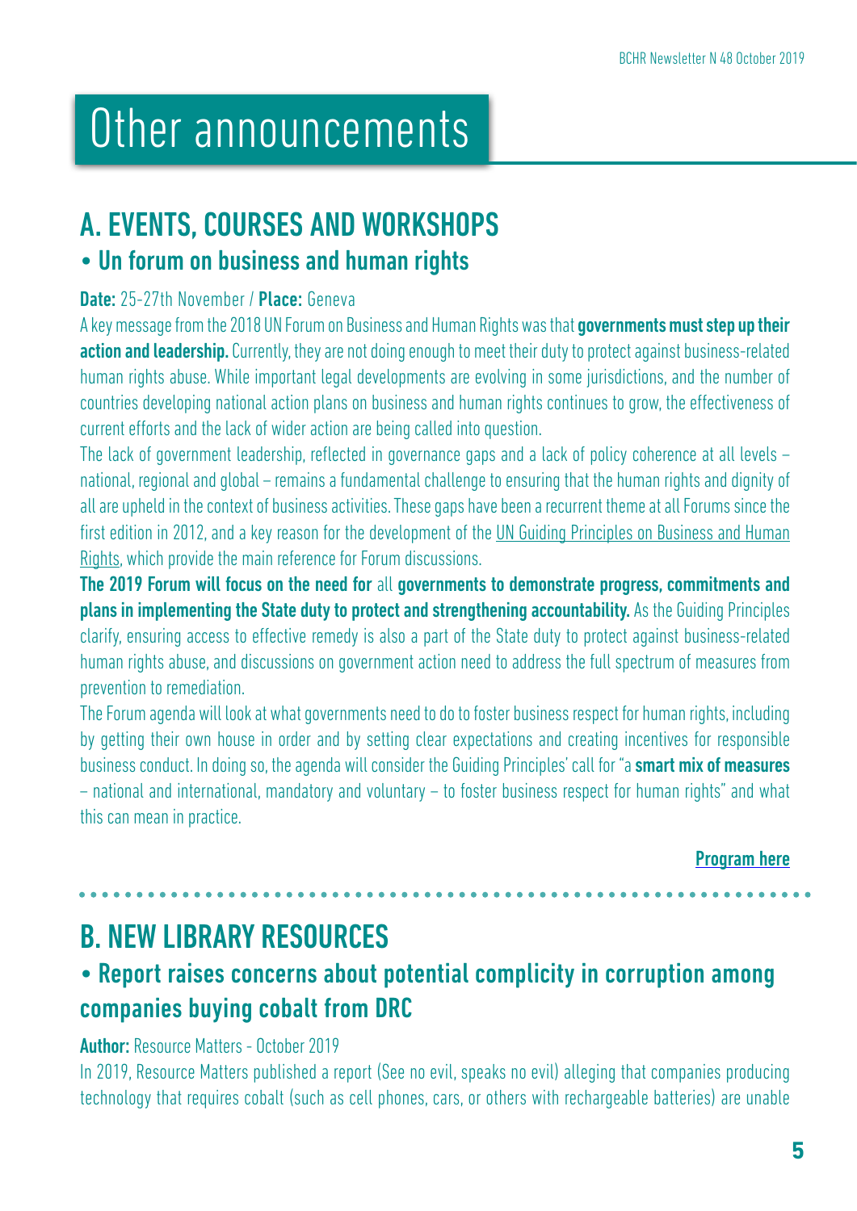# Other announcements

## A. EVENTS, COURSES AND WORKSHOPS

### • Un forum on business and human rights

**Date:** 25-27th November / **Place:** Geneva

A key message from the 2018 UN Forum on Business and Human Rights was that **governments must step up their action and leadership.** Currently, they are not doing enough to meet their duty to protect against business-related human rights abuse. While important legal developments are evolving in some jurisdictions, and the number of countries developing national action plans on business and human rights continues to grow, the effectiveness of current efforts and the lack of wider action are being called into question.

The lack of government leadership, reflected in governance gaps and a lack of policy coherence at all levels – national, regional and global – remains a fundamental challenge to ensuring that the human rights and dignity of all are upheld in the context of business activities. These gaps have been a recurrent theme at all Forums since the first edition in 2012, and a key reason for the development of the UN Guiding Principles on Business and Human Rights, which provide the main reference for Forum discussions.

**The 2019 Forum will focus on the need for** all **governments to demonstrate progress, commitments and plans in implementing the State duty to protect and strengthening accountability.** As the Guiding Principles clarify, ensuring access to effective remedy is also a part of the State duty to protect against business-related human rights abuse, and discussions on government action need to address the full spectrum of measures from prevention to remediation.

The Forum agenda will look at what governments need to do to foster business respect for human rights, including by getting their own house in order and by setting clear expectations and creating incentives for responsible business conduct. In doing so, the agenda will consider the Guiding Principles' call for "a **smart mix of measures** – national and international, mandatory and voluntary – to foster business respect for human rights" and what this can mean in practice.

**Program here**

## B. NEW LIBRARY RESOURCES

### • Report raises concerns about potential complicity in corruption among companies buying cobalt from DRC

**Author:** Resource Matters - October 2019

In 2019, Resource Matters published a report (See no evil, speaks no evil) alleging that companies producing technology that requires cobalt (such as cell phones, cars, or others with rechargeable batteries) are unable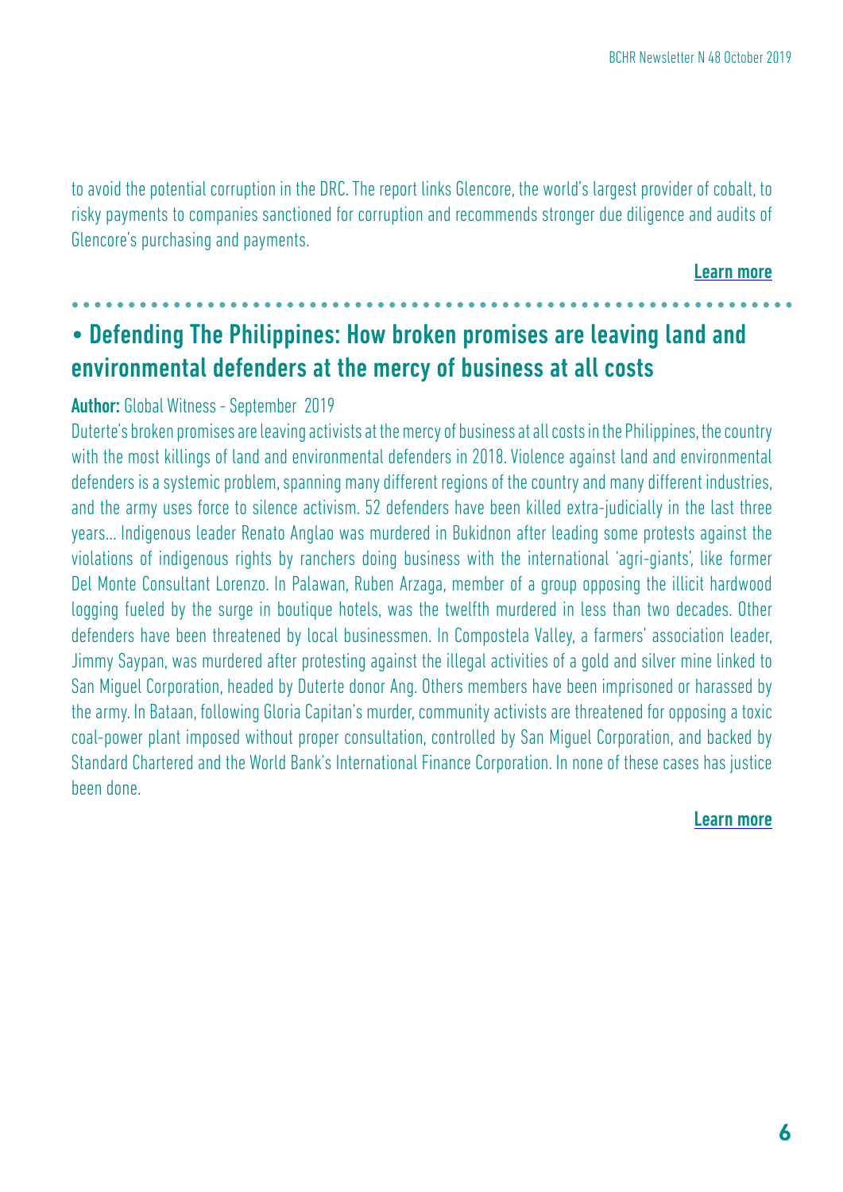to avoid the potential corruption in the DRC. The report links Glencore, the world's largest provider of cobalt, to risky payments to companies sanctioned for corruption and recommends stronger due diligence and audits of Glencore's purchasing and payments.

**Learn more**

## • Defending The Philippines: How broken promises are leaving land and environmental defenders at the mercy of business at all costs

**Author:** Global Witness - September 2019

Duterte's broken promises are leaving activists at the mercy of business at all costs in the Philippines, the country with the most killings of land and environmental defenders in 2018. Violence against land and environmental defenders is a systemic problem, spanning many different regions of the country and many different industries, and the army uses force to silence activism. 52 defenders have been killed extra-judicially in the last three years... Indigenous leader Renato Anglao was murdered in Bukidnon after leading some protests against the violations of indigenous rights by ranchers doing business with the international 'agri-giants', like former Del Monte Consultant Lorenzo. In Palawan, Ruben Arzaga, member of a group opposing the illicit hardwood logging fueled by the surge in boutique hotels, was the twelfth murdered in less than two decades. Other defenders have been threatened by local businessmen. In Compostela Valley, a farmers' association leader, Jimmy Saypan, was murdered after protesting against the illegal activities of a gold and silver mine linked to San Miguel Corporation, headed by Duterte donor Ang. Others members have been imprisoned or harassed by the army. In Bataan, following Gloria Capitan's murder, community activists are threatened for opposing a toxic coal-power plant imposed without proper consultation, controlled by San Miguel Corporation, and backed by Standard Chartered and the World Bank's International Finance Corporation. In none of these cases has justice been done.

**Learn more**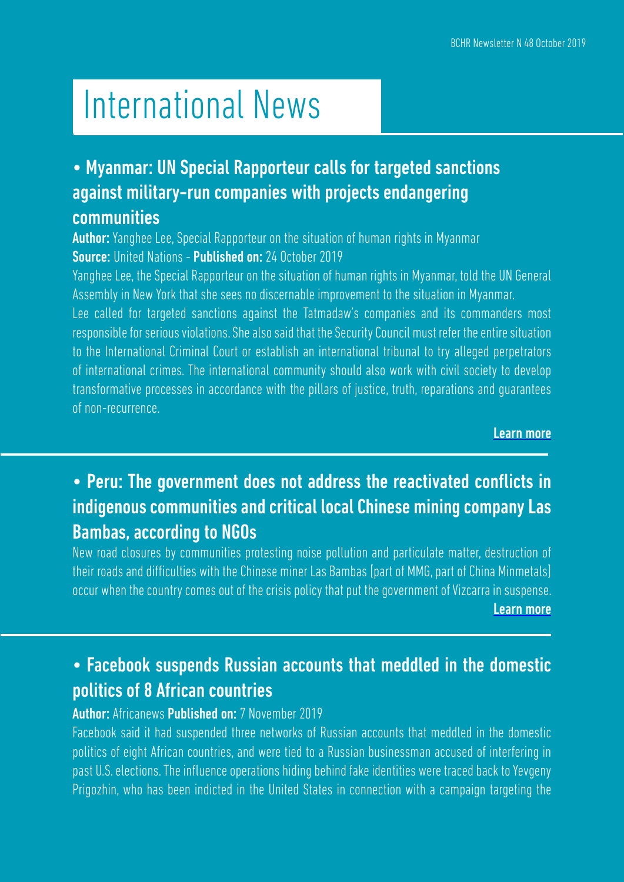# International News

## • Myanmar: UN Special Rapporteur calls for targeted sanctions against military-run companies with projects endangering communities

**Author:** Yanghee Lee, Special Rapporteur on the situation of human rights in Myanmar
**Source:** United Nations - **Published on:** 24 October 2019

Yanghee Lee, the Special Rapporteur on the situation of human rights in Myanmar, told the UN General Assembly in New York that she sees no discernable improvement to the situation in Myanmar.

Lee called for targeted sanctions against the Tatmadaw's companies and its commanders most responsible for serious violations. She also said that the Security Council must refer the entire situation to the International Criminal Court or establish an international tribunal to try alleged perpetrators of international crimes. The international community should also work with civil society to develop transformative processes in accordance with the pillars of justice, truth, reparations and guarantees of non-recurrence.

**Learn more**

## • Peru: The government does not address the reactivated conflicts in indigenous communities and critical local Chinese mining company Las Bambas, according to NGOs

New road closures by communities protesting noise pollution and particulate matter, destruction of their roads and difficulties with the Chinese miner Las Bambas [part of MMG, part of China Minmetals] occur when the country comes out of the crisis policy that put the government of Vizcarra in suspense.

**Learn more**

## • Facebook suspends Russian accounts that meddled in the domestic politics of 8 African countries

**Author:** Africanews **Published on:** 7 November 2019

Facebook said it had suspended three networks of Russian accounts that meddled in the domestic politics of eight African countries, and were tied to a Russian businessman accused of interfering in past U.S. elections. The influence operations hiding behind fake identities were traced back to Yevgeny Prigozhin, who has been indicted in the United States in connection with a campaign targeting the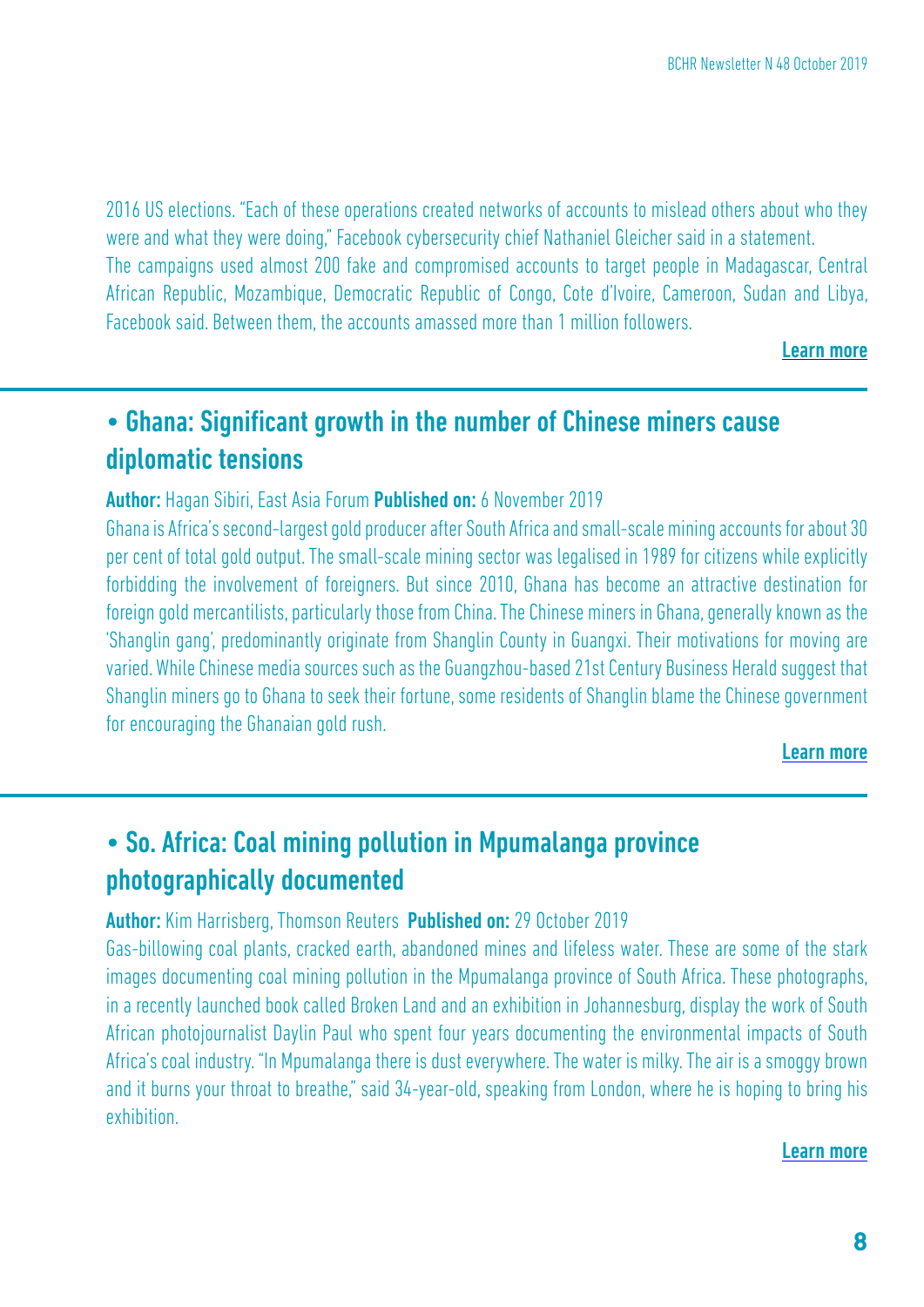2016 US elections. "Each of these operations created networks of accounts to mislead others about who they were and what they were doing," Facebook cybersecurity chief Nathaniel Gleicher said in a statement.
The campaigns used almost 200 fake and compromised accounts to target people in Madagascar, Central African Republic, Mozambique, Democratic Republic of Congo, Cote d'Ivoire, Cameroon, Sudan and Libya, Facebook said. Between them, the accounts amassed more than 1 million followers.

**Learn more**

## • Ghana: Significant growth in the number of Chinese miners cause diplomatic tensions

**Author:** Hagan Sibiri, East Asia Forum **Published on:** 6 November 2019

Ghana is Africa's second-largest gold producer after South Africa and small-scale mining accounts for about 30 per cent of total gold output. The small-scale mining sector was legalised in 1989 for citizens while explicitly forbidding the involvement of foreigners. But since 2010, Ghana has become an attractive destination for foreign gold mercantilists, particularly those from China. The Chinese miners in Ghana, generally known as the 'Shanglin gang', predominantly originate from Shanglin County in Guangxi. Their motivations for moving are varied. While Chinese media sources such as the Guangzhou-based 21st Century Business Herald suggest that Shanglin miners go to Ghana to seek their fortune, some residents of Shanglin blame the Chinese government for encouraging the Ghanaian gold rush.

**Learn more**

## • So. Africa: Coal mining pollution in Mpumalanga province photographically documented

**Author:** Kim Harrisberg, Thomson Reuters **Published on:** 29 October 2019

Gas-billowing coal plants, cracked earth, abandoned mines and lifeless water. These are some of the stark images documenting coal mining pollution in the Mpumalanga province of South Africa. These photographs, in a recently launched book called Broken Land and an exhibition in Johannesburg, display the work of South African photojournalist Daylin Paul who spent four years documenting the environmental impacts of South Africa's coal industry. "In Mpumalanga there is dust everywhere. The water is milky. The air is a smoggy brown and it burns your throat to breathe," said 34-year-old, speaking from London, where he is hoping to bring his exhibition.

**Learn more**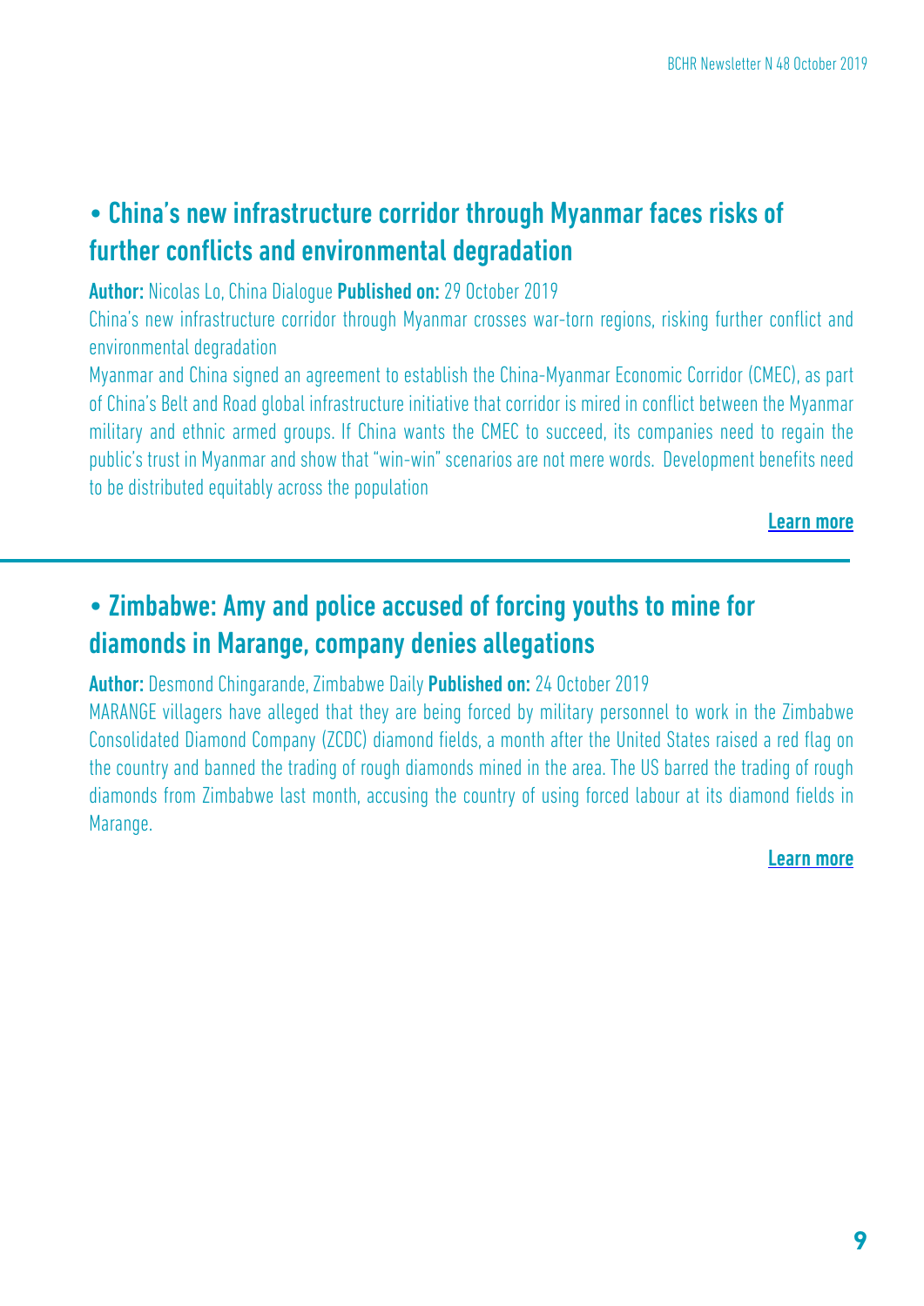## • China's new infrastructure corridor through Myanmar faces risks of further conflicts and environmental degradation

**Author:** Nicolas Lo, China Dialogue **Published on:** 29 October 2019

China's new infrastructure corridor through Myanmar crosses war-torn regions, risking further conflict and environmental degradation

Myanmar and China signed an agreement to establish the China-Myanmar Economic Corridor (CMEC), as part of China's Belt and Road global infrastructure initiative that corridor is mired in conflict between the Myanmar military and ethnic armed groups. If China wants the CMEC to succeed, its companies need to regain the public's trust in Myanmar and show that "win-win" scenarios are not mere words. Development benefits need to be distributed equitably across the population

**Learn more**

---

## • Zimbabwe: Amy and police accused of forcing youths to mine for diamonds in Marange, company denies allegations

**Author:** Desmond Chingarande, Zimbabwe Daily **Published on:** 24 October 2019

MARANGE villagers have alleged that they are being forced by military personnel to work in the Zimbabwe Consolidated Diamond Company (ZCDC) diamond fields, a month after the United States raised a red flag on the country and banned the trading of rough diamonds mined in the area. The US barred the trading of rough diamonds from Zimbabwe last month, accusing the country of using forced labour at its diamond fields in Marange.

**Learn more**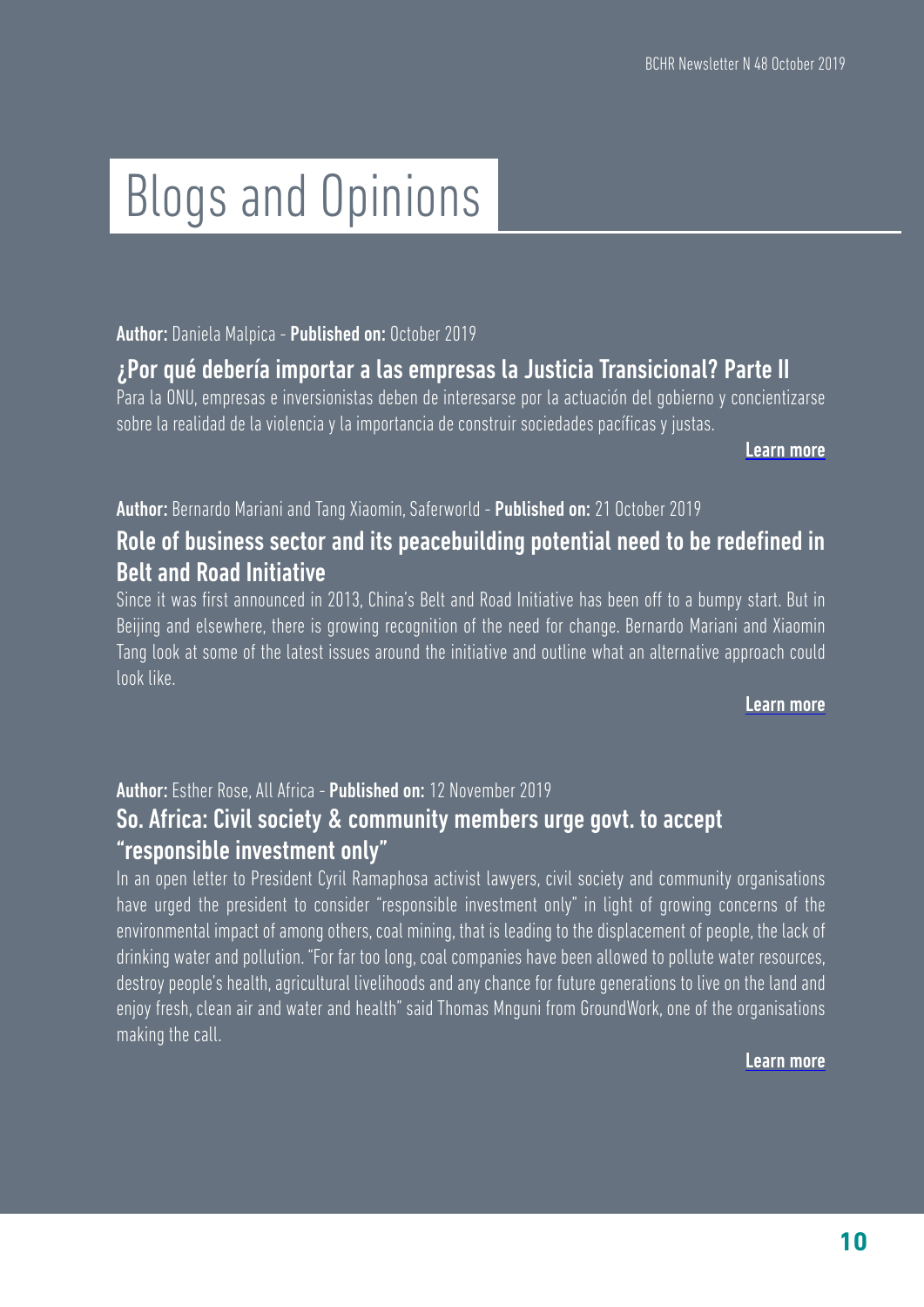# Blogs and Opinions

**Author:** Daniela Malpica - **Published on:** October 2019

## ¿Por qué debería importar a las empresas la Justicia Transicional? Parte II

Para la ONU, empresas e inversionistas deben de interesarse por la actuación del gobierno y concientizarse sobre la realidad de la violencia y la importancia de construir sociedades pacíficas y justas.

**Learn more**

**Author:** Bernardo Mariani and Tang Xiaomin, Saferworld - **Published on:** 21 October 2019

## Role of business sector and its peacebuilding potential need to be redefined in Belt and Road Initiative

Since it was first announced in 2013, China's Belt and Road Initiative has been off to a bumpy start. But in Beijing and elsewhere, there is growing recognition of the need for change. Bernardo Mariani and Xiaomin Tang look at some of the latest issues around the initiative and outline what an alternative approach could look like.

**Learn more**

**Author:** Esther Rose, All Africa - **Published on:** 12 November 2019

## So. Africa: Civil society & community members urge govt. to accept "responsible investment only"

In an open letter to President Cyril Ramaphosa activist lawyers, civil society and community organisations have urged the president to consider "responsible investment only" in light of growing concerns of the environmental impact of among others, coal mining, that is leading to the displacement of people, the lack of drinking water and pollution. "For far too long, coal companies have been allowed to pollute water resources, destroy people's health, agricultural livelihoods and any chance for future generations to live on the land and enjoy fresh, clean air and water and health" said Thomas Mnguni from GroundWork, one of the organisations making the call.

**Learn more**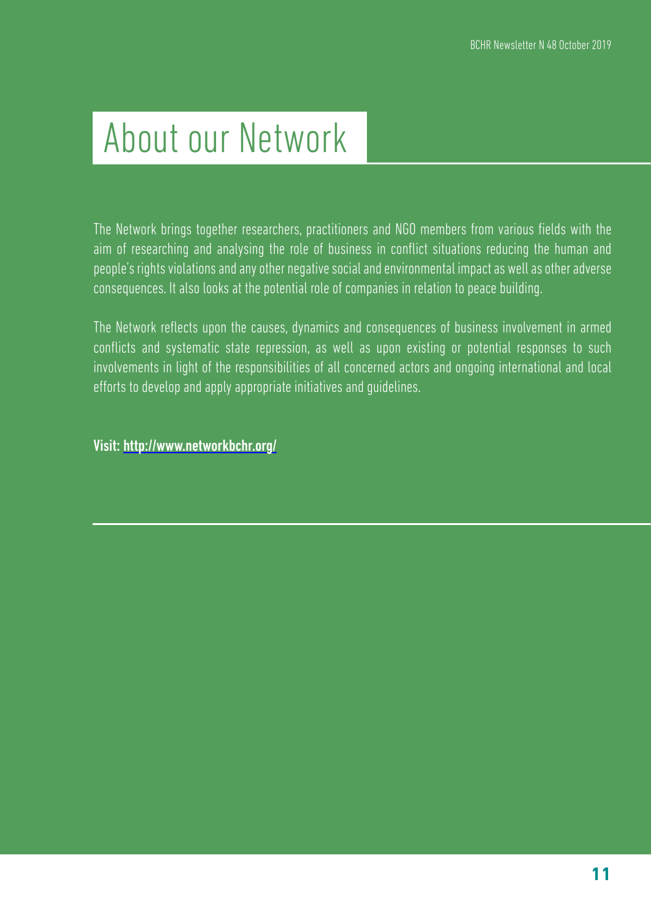# About our Network

The Network brings together researchers, practitioners and NGO members from various fields with the aim of researching and analysing the role of business in conflict situations reducing the human and people's rights violations and any other negative social and environmental impact as well as other adverse consequences. It also looks at the potential role of companies in relation to peace building.

The Network reflects upon the causes, dynamics and consequences of business involvement in armed conflicts and systematic state repression, as well as upon existing or potential responses to such involvements in light of the responsibilities of all concerned actors and ongoing international and local efforts to develop and apply appropriate initiatives and guidelines.

**Visit: http://www.networkbchr.org/**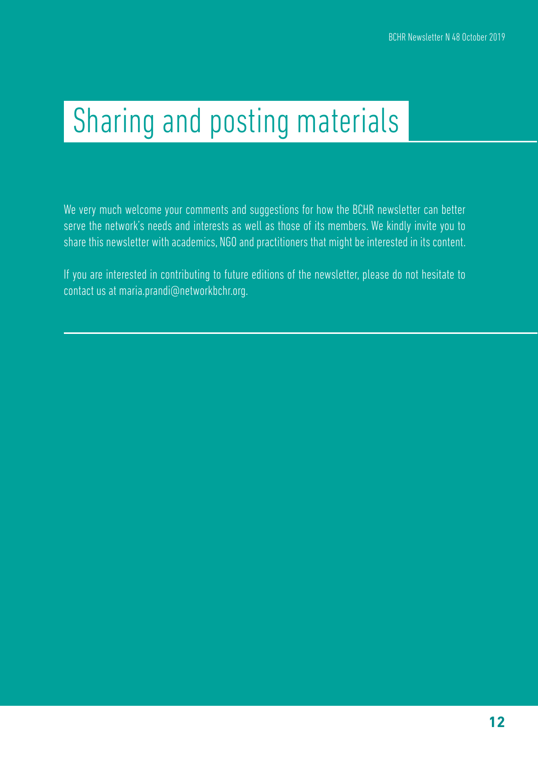# Sharing and posting materials

We very much welcome your comments and suggestions for how the BCHR newsletter can better serve the network's needs and interests as well as those of its members. We kindly invite you to share this newsletter with academics, NGO and practitioners that might be interested in its content.

If you are interested in contributing to future editions of the newsletter, please do not hesitate to contact us at maria.prandi@networkbchr.org.